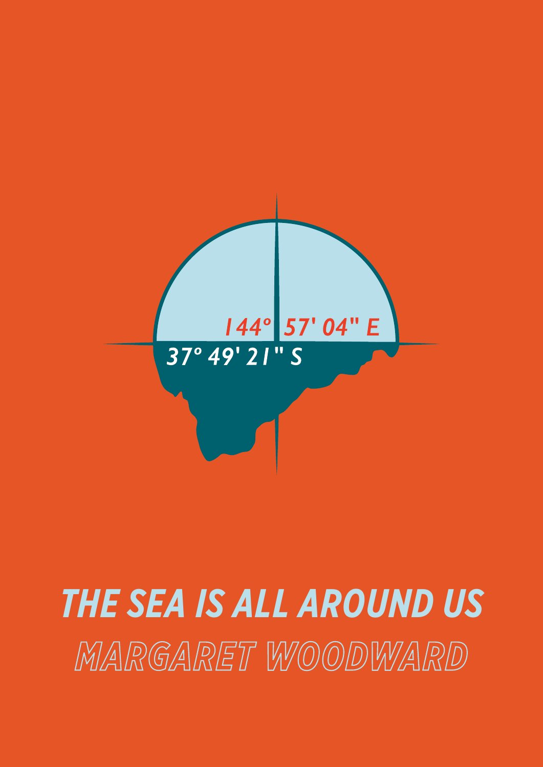144° 57' 04" E

37° 49' 21" S

# THE SEA IS ALL AROUND US

## MARGARET WOODWARD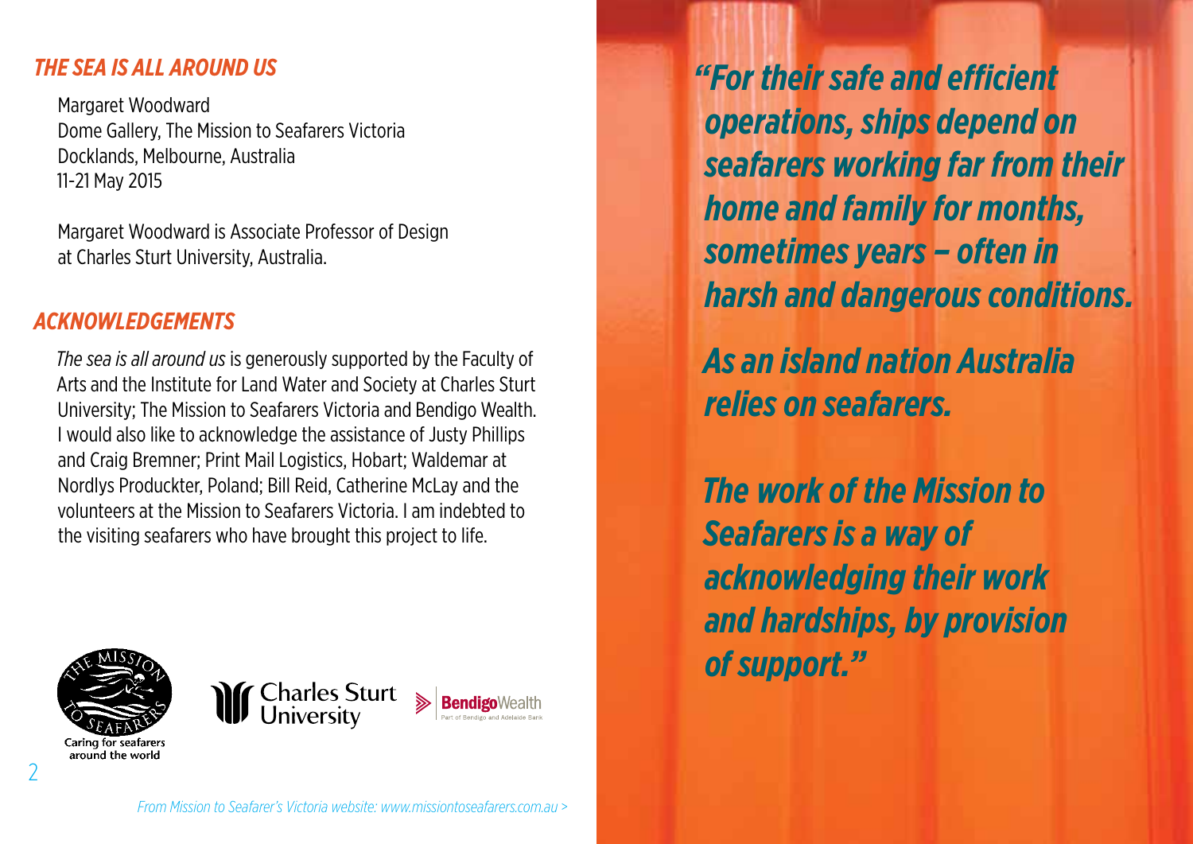## *THE SEA IS ALL AROUND US*

Margaret Woodward
Dome Gallery, The Mission to Seafarers Victoria
Docklands, Melbourne, Australia
11-21 May 2015

Margaret Woodward is Associate Professor of Design at Charles Sturt University, Australia.

## *ACKNOWLEDGEMENTS*

*The sea is all around us* is generously supported by the Faculty of Arts and the Institute for Land Water and Society at Charles Sturt University; The Mission to Seafarers Victoria and Bendigo Wealth. I would also like to acknowledge the assistance of Justy Phillips and Craig Bremner; Print Mail Logistics, Hobart; Waldemar at Nordlys Produckter, Poland; Bill Reid, Catherine McLay and the volunteers at the Mission to Seafarers Victoria. I am indebted to the visiting seafarers who have brought this project to life.

Caring for seafarers around the world

***"For their safe and efficient operations, ships depend on seafarers working far from their home and family for months, sometimes years – often in harsh and dangerous conditions.***

***As an island nation Australia relies on seafarers.***

***The work of the Mission to Seafarers is a way of acknowledging their work and hardships, by provision of support."***

*From Mission to Seafarer's Victoria website: www.missiontoseafarers.com.au >*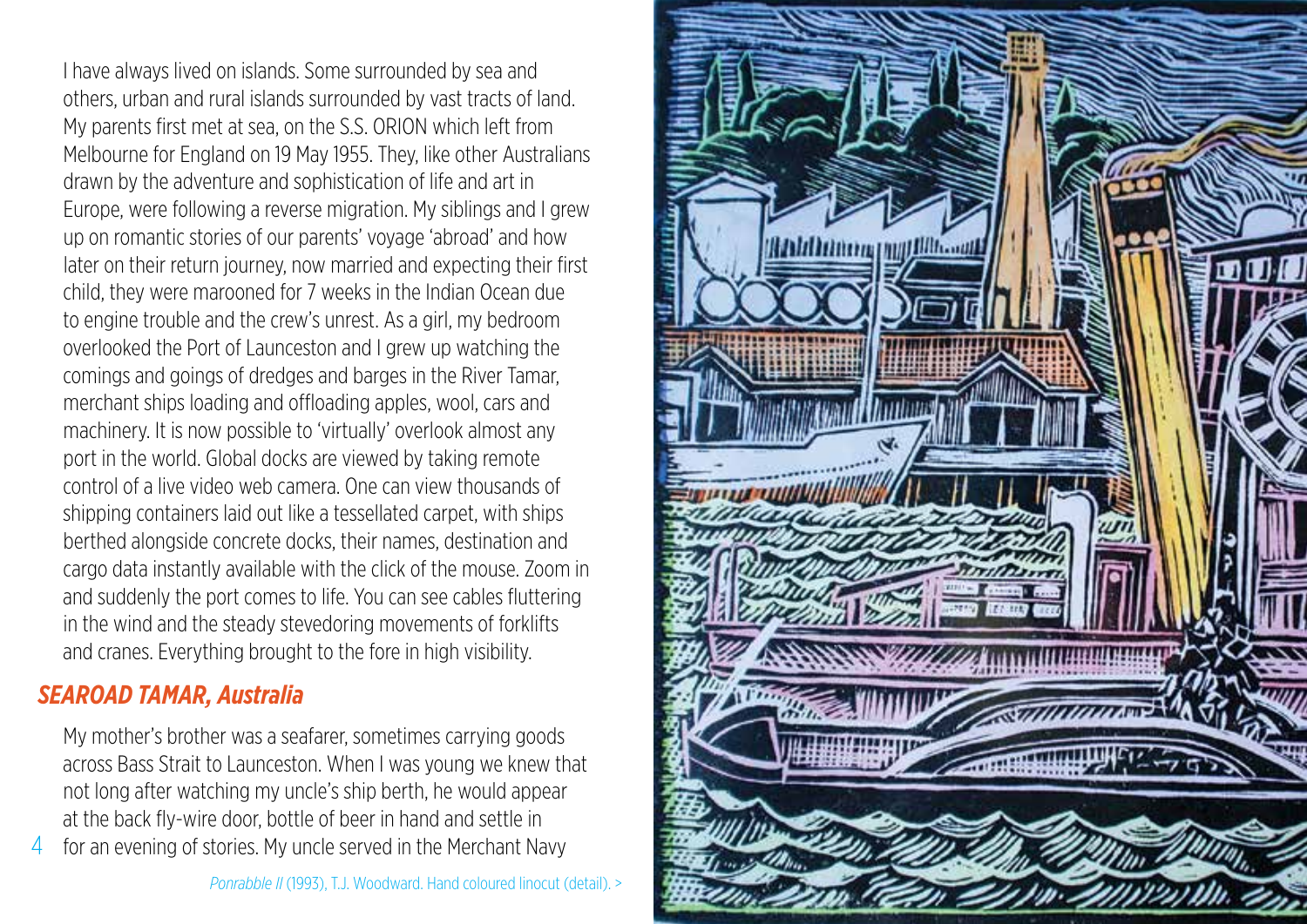I have always lived on islands. Some surrounded by sea and others, urban and rural islands surrounded by vast tracts of land. My parents first met at sea, on the S.S. ORION which left from Melbourne for England on 19 May 1955. They, like other Australians drawn by the adventure and sophistication of life and art in Europe, were following a reverse migration. My siblings and I grew up on romantic stories of our parents' voyage 'abroad' and how later on their return journey, now married and expecting their first child, they were marooned for 7 weeks in the Indian Ocean due to engine trouble and the crew's unrest. As a girl, my bedroom overlooked the Port of Launceston and I grew up watching the comings and goings of dredges and barges in the River Tamar, merchant ships loading and offloading apples, wool, cars and machinery. It is now possible to 'virtually' overlook almost any port in the world. Global docks are viewed by taking remote control of a live video web camera. One can view thousands of shipping containers laid out like a tessellated carpet, with ships berthed alongside concrete docks, their names, destination and cargo data instantly available with the click of the mouse. Zoom in and suddenly the port comes to life. You can see cables fluttering in the wind and the steady stevedoring movements of forklifts and cranes. Everything brought to the fore in high visibility.

## *SEAROAD TAMAR, Australia*

My mother's brother was a seafarer, sometimes carrying goods across Bass Strait to Launceston. When I was young we knew that not long after watching my uncle's ship berth, he would appear at the back fly-wire door, bottle of beer in hand and settle in for an evening of stories. My uncle served in the Merchant Navy

*Ponrabble II* (1993), T.J. Woodward. Hand coloured linocut (detail). >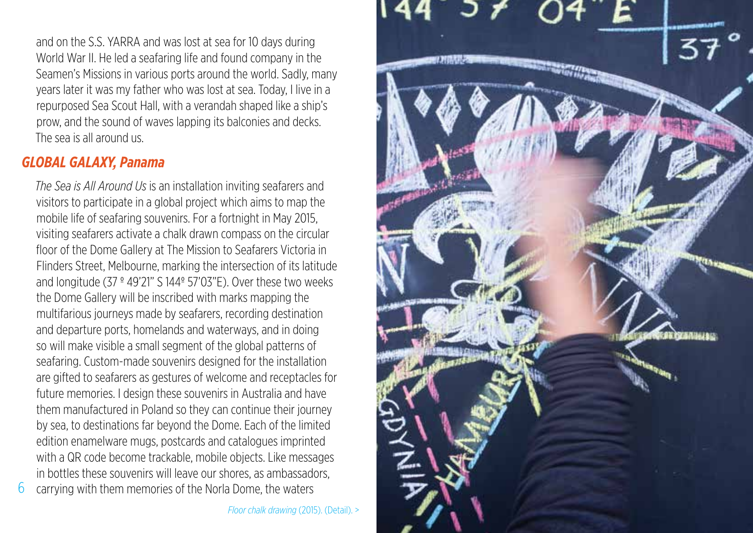and on the S.S. YARRA and was lost at sea for 10 days during World War II. He led a seafaring life and found company in the Seamen's Missions in various ports around the world. Sadly, many years later it was my father who was lost at sea. Today, I live in a repurposed Sea Scout Hall, with a verandah shaped like a ship's prow, and the sound of waves lapping its balconies and decks. The sea is all around us.

### *GLOBAL GALAXY, Panama*

*The Sea is All Around Us* is an installation inviting seafarers and visitors to participate in a global project which aims to map the mobile life of seafaring souvenirs. For a fortnight in May 2015, visiting seafarers activate a chalk drawn compass on the circular floor of the Dome Gallery at The Mission to Seafarers Victoria in Flinders Street, Melbourne, marking the intersection of its latitude and longitude (37 º 49'21" S 144º 57'03"E). Over these two weeks the Dome Gallery will be inscribed with marks mapping the multifarious journeys made by seafarers, recording destination and departure ports, homelands and waterways, and in doing so will make visible a small segment of the global patterns of seafaring. Custom-made souvenirs designed for the installation are gifted to seafarers as gestures of welcome and receptacles for future memories. I design these souvenirs in Australia and have them manufactured in Poland so they can continue their journey by sea, to destinations far beyond the Dome. Each of the limited edition enamelware mugs, postcards and catalogues imprinted with a QR code become trackable, mobile objects. Like messages in bottles these souvenirs will leave our shores, as ambassadors, carrying with them memories of the Norla Dome, the waters

*Floor chalk drawing* (2015). (Detail). >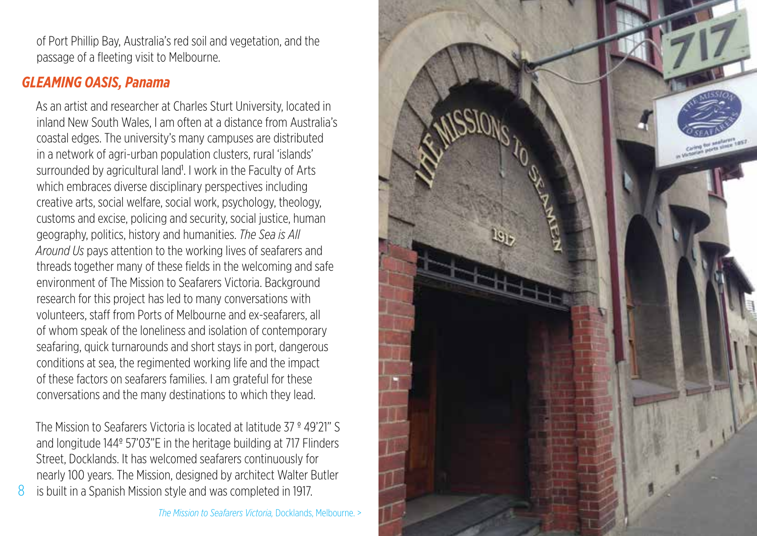of Port Phillip Bay, Australia's red soil and vegetation, and the passage of a fleeting visit to Melbourne.

## *GLEAMING OASIS, Panama*

As an artist and researcher at Charles Sturt University, located in inland New South Wales, I am often at a distance from Australia's coastal edges. The university's many campuses are distributed in a network of agri-urban population clusters, rural 'islands' surrounded by agricultural land[1]. I work in the Faculty of Arts which embraces diverse disciplinary perspectives including creative arts, social welfare, social work, psychology, theology, customs and excise, policing and security, social justice, human geography, politics, history and humanities. *The Sea is All Around Us* pays attention to the working lives of seafarers and threads together many of these fields in the welcoming and safe environment of The Mission to Seafarers Victoria. Background research for this project has led to many conversations with volunteers, staff from Ports of Melbourne and ex-seafarers, all of whom speak of the loneliness and isolation of contemporary seafaring, quick turnarounds and short stays in port, dangerous conditions at sea, the regimented working life and the impact of these factors on seafarers families. I am grateful for these conversations and the many destinations to which they lead.

The Mission to Seafarers Victoria is located at latitude 37 º 49'21" S and longitude 144º 57'03"E in the heritage building at 717 Flinders Street, Docklands. It has welcomed seafarers continuously for nearly 100 years. The Mission, designed by architect Walter Butler is built in a Spanish Mission style and was completed in 1917.

*The Mission to Seafarers Victoria,* Docklands, Melbourne. >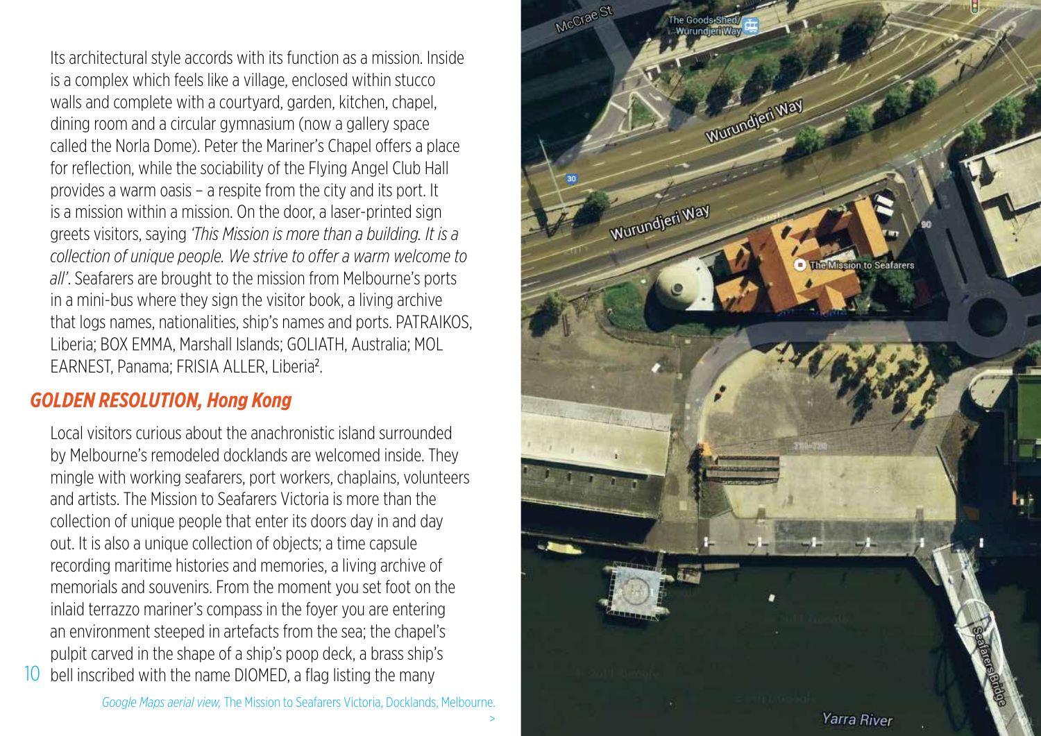Its architectural style accords with its function as a mission. Inside is a complex which feels like a village, enclosed within stucco walls and complete with a courtyard, garden, kitchen, chapel, dining room and a circular gymnasium (now a gallery space called the Norla Dome). Peter the Mariner's Chapel offers a place for reflection, while the sociability of the Flying Angel Club Hall provides a warm oasis – a respite from the city and its port. It is a mission within a mission. On the door, a laser-printed sign greets visitors, saying *'This Mission is more than a building. It is a collection of unique people. We strive to offer a warm welcome to all'*. Seafarers are brought to the mission from Melbourne's ports in a mini-bus where they sign the visitor book, a living archive that logs names, nationalities, ship's names and ports. PATRAIKOS, Liberia; BOX EMMA, Marshall Islands; GOLIATH, Australia; MOL EARNEST, Panama; FRISIA ALLER, Liberia[2].

## *GOLDEN RESOLUTION, Hong Kong*

Local visitors curious about the anachronistic island surrounded by Melbourne's remodeled docklands are welcomed inside. They mingle with working seafarers, port workers, chaplains, volunteers and artists. The Mission to Seafarers Victoria is more than the collection of unique people that enter its doors day in and day out. It is also a unique collection of objects; a time capsule recording maritime histories and memories, a living archive of memorials and souvenirs. From the moment you set foot on the inlaid terrazzo mariner's compass in the foyer you are entering an environment steeped in artefacts from the sea; the chapel's pulpit carved in the shape of a ship's poop deck, a brass ship's bell inscribed with the name DIOMED, a flag listing the many

*Google Maps aerial view,* The Mission to Seafarers Victoria, Docklands, Melbourne. >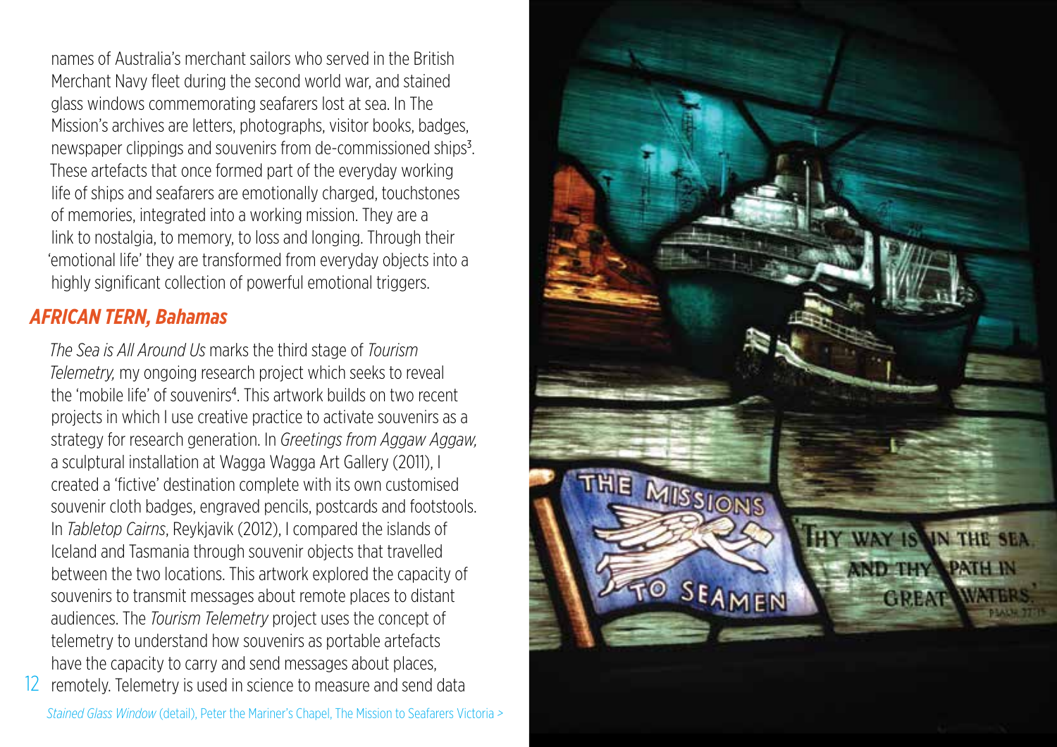names of Australia's merchant sailors who served in the British Merchant Navy fleet during the second world war, and stained glass windows commemorating seafarers lost at sea. In The Mission's archives are letters, photographs, visitor books, badges, newspaper clippings and souvenirs from de-commissioned ships[3]. These artefacts that once formed part of the everyday working life of ships and seafarers are emotionally charged, touchstones of memories, integrated into a working mission. They are a link to nostalgia, to memory, to loss and longing. Through their 'emotional life' they are transformed from everyday objects into a highly significant collection of powerful emotional triggers.

## *AFRICAN TERN, Bahamas*

*The Sea is All Around Us* marks the third stage of *Tourism Telemetry,* my ongoing research project which seeks to reveal the 'mobile life' of souvenirs[4]. This artwork builds on two recent projects in which I use creative practice to activate souvenirs as a strategy for research generation. In *Greetings from Aggaw Aggaw,* a sculptural installation at Wagga Wagga Art Gallery (2011), I created a 'fictive' destination complete with its own customised souvenir cloth badges, engraved pencils, postcards and footstools. In *Tabletop Cairns*, Reykjavik (2012), I compared the islands of Iceland and Tasmania through souvenir objects that travelled between the two locations. This artwork explored the capacity of souvenirs to transmit messages about remote places to distant audiences. The *Tourism Telemetry* project uses the concept of telemetry to understand how souvenirs as portable artefacts have the capacity to carry and send messages about places, remotely. Telemetry is used in science to measure and send data

*Stained Glass Window* (detail), Peter the Mariner's Chapel, The Mission to Seafarers Victoria >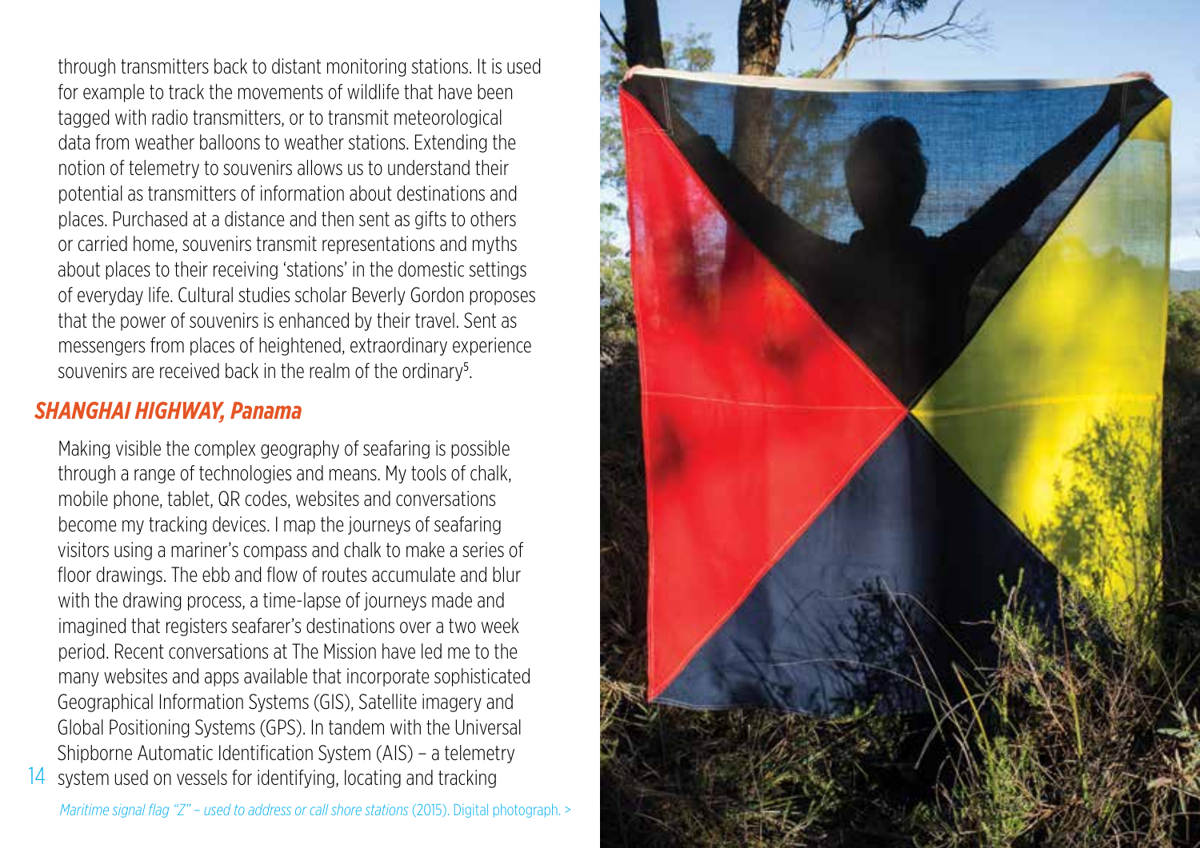through transmitters back to distant monitoring stations. It is used for example to track the movements of wildlife that have been tagged with radio transmitters, or to transmit meteorological data from weather balloons to weather stations. Extending the notion of telemetry to souvenirs allows us to understand their potential as transmitters of information about destinations and places. Purchased at a distance and then sent as gifts to others or carried home, souvenirs transmit representations and myths about places to their receiving 'stations' in the domestic settings of everyday life. Cultural studies scholar Beverly Gordon proposes that the power of souvenirs is enhanced by their travel. Sent as messengers from places of heightened, extraordinary experience souvenirs are received back in the realm of the ordinary[5].

## *SHANGHAI HIGHWAY, Panama*

Making visible the complex geography of seafaring is possible through a range of technologies and means. My tools of chalk, mobile phone, tablet, QR codes, websites and conversations become my tracking devices. I map the journeys of seafaring visitors using a mariner's compass and chalk to make a series of floor drawings. The ebb and flow of routes accumulate and blur with the drawing process, a time-lapse of journeys made and imagined that registers seafarer's destinations over a two week period. Recent conversations at The Mission have led me to the many websites and apps available that incorporate sophisticated Geographical Information Systems (GIS), Satellite imagery and Global Positioning Systems (GPS). In tandem with the Universal Shipborne Automatic Identification System (AIS) – a telemetry system used on vessels for identifying, locating and tracking

*Maritime signal flag "Z" – used to address or call shore stations* (2015). Digital photograph. >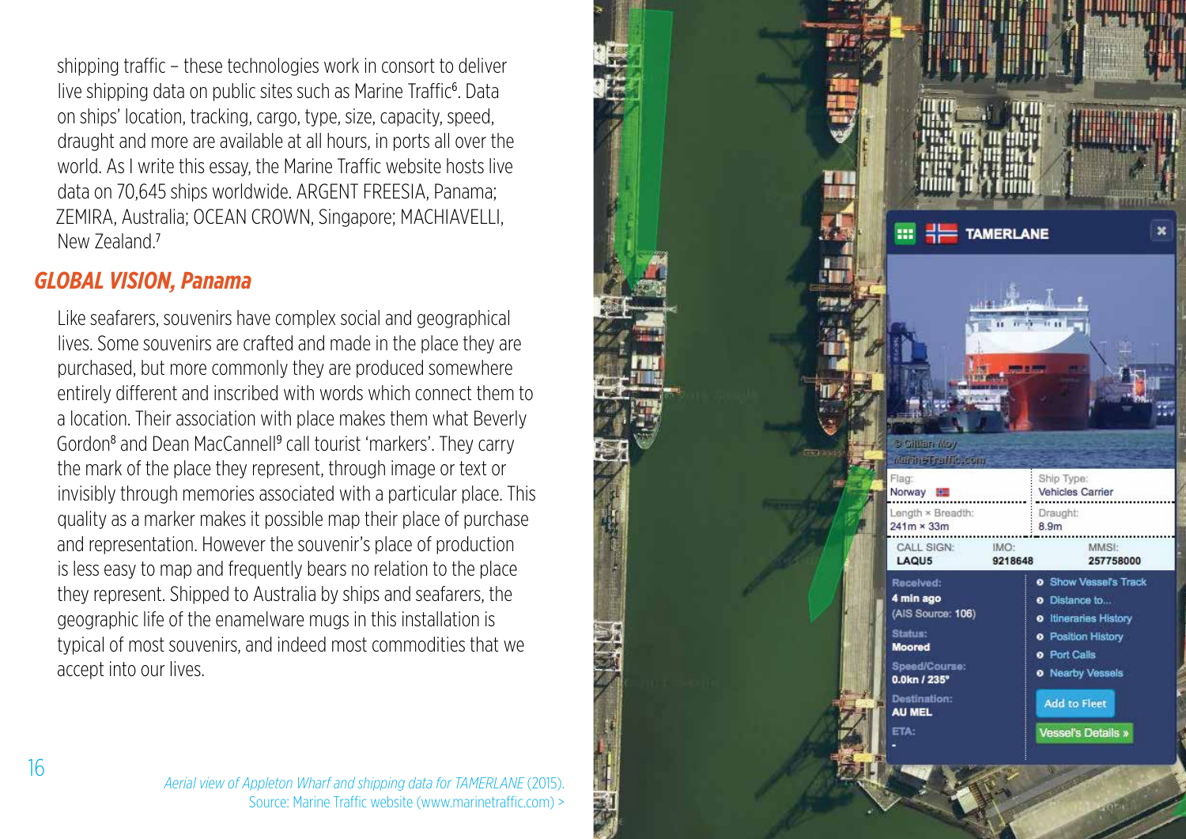shipping traffic – these technologies work in consort to deliver live shipping data on public sites such as Marine Traffic[6]. Data on ships' location, tracking, cargo, type, size, capacity, speed, draught and more are available at all hours, in ports all over the world. As I write this essay, the Marine Traffic website hosts live data on 70,645 ships worldwide. ARGENT FREESIA, Panama; ZEMIRA, Australia; OCEAN CROWN, Singapore; MACHIAVELLI, New Zealand.[7]

## *GLOBAL VISION, Panama*

Like seafarers, souvenirs have complex social and geographical lives. Some souvenirs are crafted and made in the place they are purchased, but more commonly they are produced somewhere entirely different and inscribed with words which connect them to a location. Their association with place makes them what Beverly Gordon[8] and Dean MacCannell[9] call tourist 'markers'. They carry the mark of the place they represent, through image or text or invisibly through memories associated with a particular place. This quality as a marker makes it possible map their place of purchase and representation. However the souvenir's place of production is less easy to map and frequently bears no relation to the place they represent. Shipped to Australia by ships and seafarers, the geographic life of the enamelware mugs in this installation is typical of most souvenirs, and indeed most commodities that we accept into our lives.

*Aerial view of Appleton Wharf and shipping data for TAMERLANE* (2015). Source: Marine Traffic website (www.marinetraffic.com) >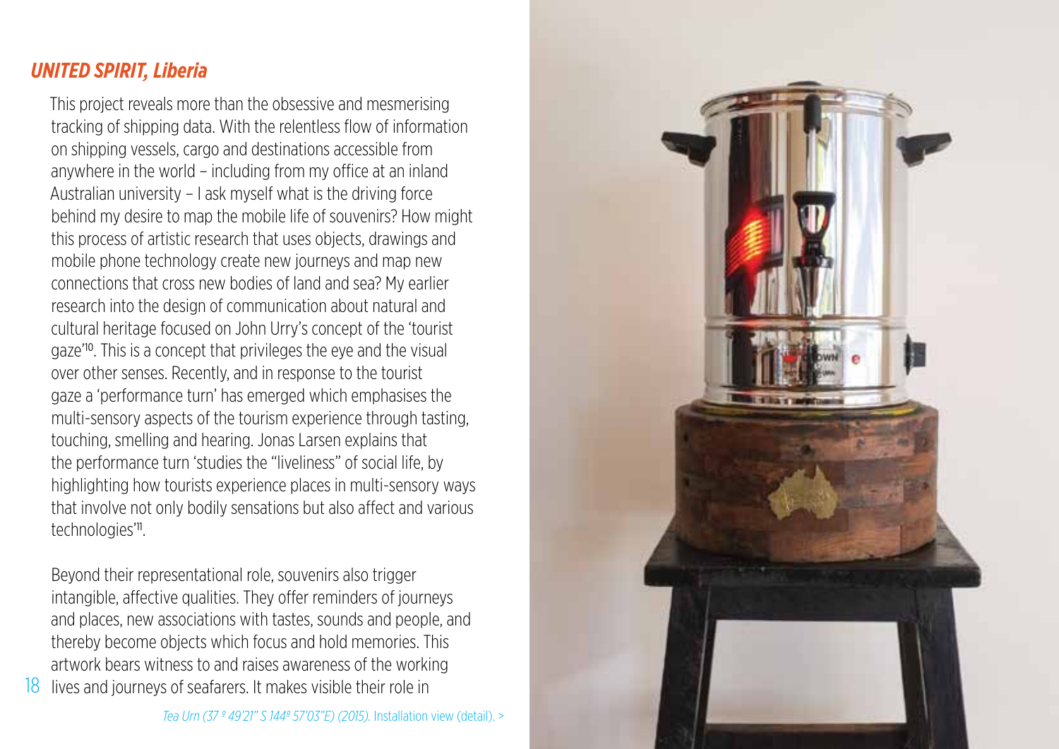## *UNITED SPIRIT, Liberia*

This project reveals more than the obsessive and mesmerising tracking of shipping data. With the relentless flow of information on shipping vessels, cargo and destinations accessible from anywhere in the world – including from my office at an inland Australian university – I ask myself what is the driving force behind my desire to map the mobile life of souvenirs? How might this process of artistic research that uses objects, drawings and mobile phone technology create new journeys and map new connections that cross new bodies of land and sea? My earlier research into the design of communication about natural and cultural heritage focused on John Urry's concept of the 'tourist gaze'[10]. This is a concept that privileges the eye and the visual over other senses. Recently, and in response to the tourist gaze a 'performance turn' has emerged which emphasises the multi-sensory aspects of the tourism experience through tasting, touching, smelling and hearing. Jonas Larsen explains that the performance turn 'studies the "liveliness" of social life, by highlighting how tourists experience places in multi-sensory ways that involve not only bodily sensations but also affect and various technologies'[11].

Beyond their representational role, souvenirs also trigger intangible, affective qualities. They offer reminders of journeys and places, new associations with tastes, sounds and people, and thereby become objects which focus and hold memories. This artwork bears witness to and raises awareness of the working lives and journeys of seafarers. It makes visible their role in

*Tea Urn (37 º 49'21" S 144º 57'03"E) (2015).* Installation view (detail). >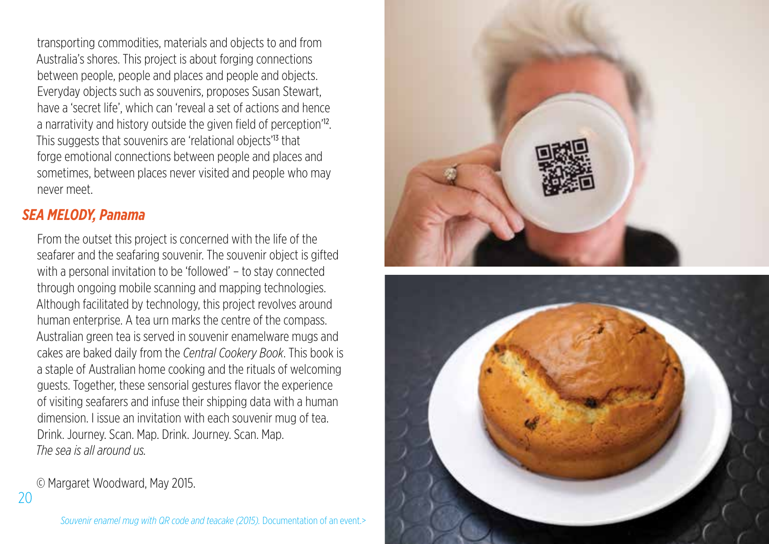transporting commodities, materials and objects to and from Australia's shores. This project is about forging connections between people, people and places and people and objects. Everyday objects such as souvenirs, proposes Susan Stewart, have a 'secret life', which can 'reveal a set of actions and hence a narrativity and history outside the given field of perception'[12]. This suggests that souvenirs are 'relational objects'[13] that forge emotional connections between people and places and sometimes, between places never visited and people who may never meet.

## *SEA MELODY, Panama*

From the outset this project is concerned with the life of the seafarer and the seafaring souvenir. The souvenir object is gifted with a personal invitation to be 'followed' – to stay connected through ongoing mobile scanning and mapping technologies. Although facilitated by technology, this project revolves around human enterprise. A tea urn marks the centre of the compass. Australian green tea is served in souvenir enamelware mugs and cakes are baked daily from the *Central Cookery Book*. This book is a staple of Australian home cooking and the rituals of welcoming guests. Together, these sensorial gestures flavor the experience of visiting seafarers and infuse their shipping data with a human dimension. I issue an invitation with each souvenir mug of tea. Drink. Journey. Scan. Map. Drink. Journey. Scan. Map.
*The sea is all around us.*

© Margaret Woodward, May 2015.

*Souvenir enamel mug with QR code and teacake (2015).* Documentation of an event.>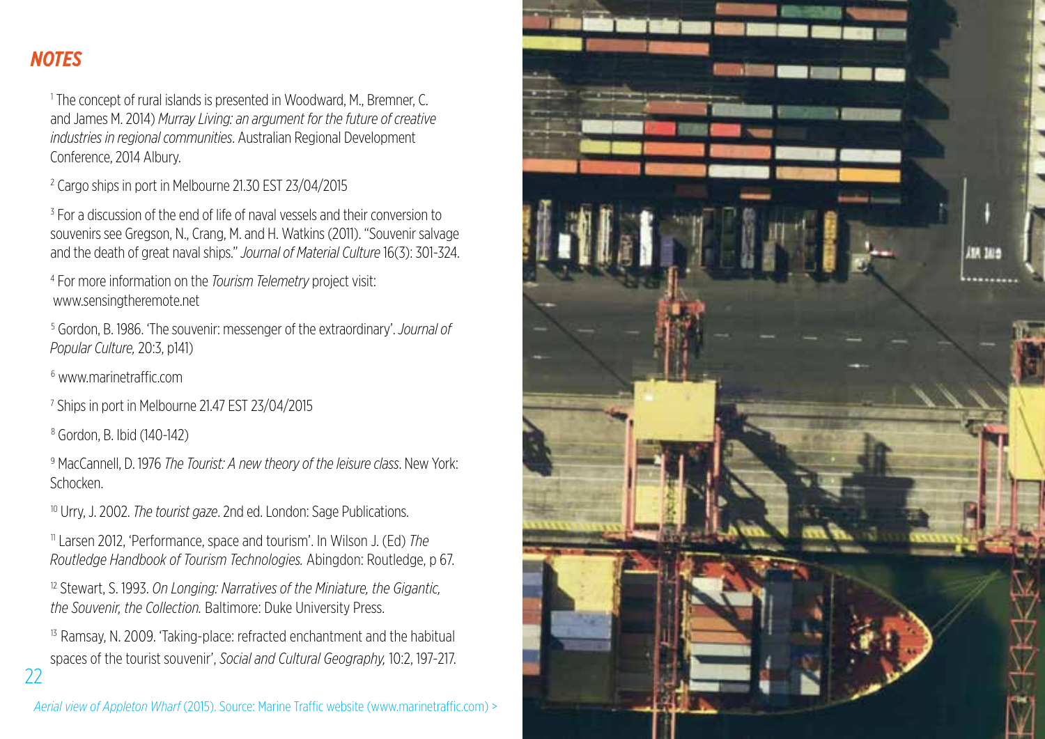## *NOTES*

[1] The concept of rural islands is presented in Woodward, M., Bremner, C. and James M. 2014) *Murray Living: an argument for the future of creative industries in regional communities*. Australian Regional Development Conference, 2014 Albury.

[2] Cargo ships in port in Melbourne 21.30 EST 23/04/2015

[3] For a discussion of the end of life of naval vessels and their conversion to souvenirs see Gregson, N., Crang, M. and H. Watkins (2011). "Souvenir salvage and the death of great naval ships." *Journal of Material Culture* 16(3): 301-324.

[4] For more information on the *Tourism Telemetry* project visit: www.sensingtheremote.net

[5] Gordon, B. 1986. 'The souvenir: messenger of the extraordinary'. *Journal of Popular Culture,* 20:3, p141)

[6] www.marinetraffic.com

[7] Ships in port in Melbourne 21.47 EST 23/04/2015

[8] Gordon, B. Ibid (140-142)

[9] MacCannell, D. 1976 *The Tourist: A new theory of the leisure class*. New York: Schocken.

[10] Urry, J. 2002. *The tourist gaze*. 2nd ed. London: Sage Publications.

[11] Larsen 2012, 'Performance, space and tourism'. In Wilson J. (Ed) *The Routledge Handbook of Tourism Technologies.* Abingdon: Routledge, p 67.

[12] Stewart, S. 1993. *On Longing: Narratives of the Miniature, the Gigantic, the Souvenir, the Collection.* Baltimore: Duke University Press.

[13] Ramsay, N. 2009. 'Taking-place: refracted enchantment and the habitual spaces of the tourist souvenir', *Social and Cultural Geography,* 10:2, 197-217.

*Aerial view of Appleton Wharf* (2015). Source: Marine Traffic website (www.marinetraffic.com) >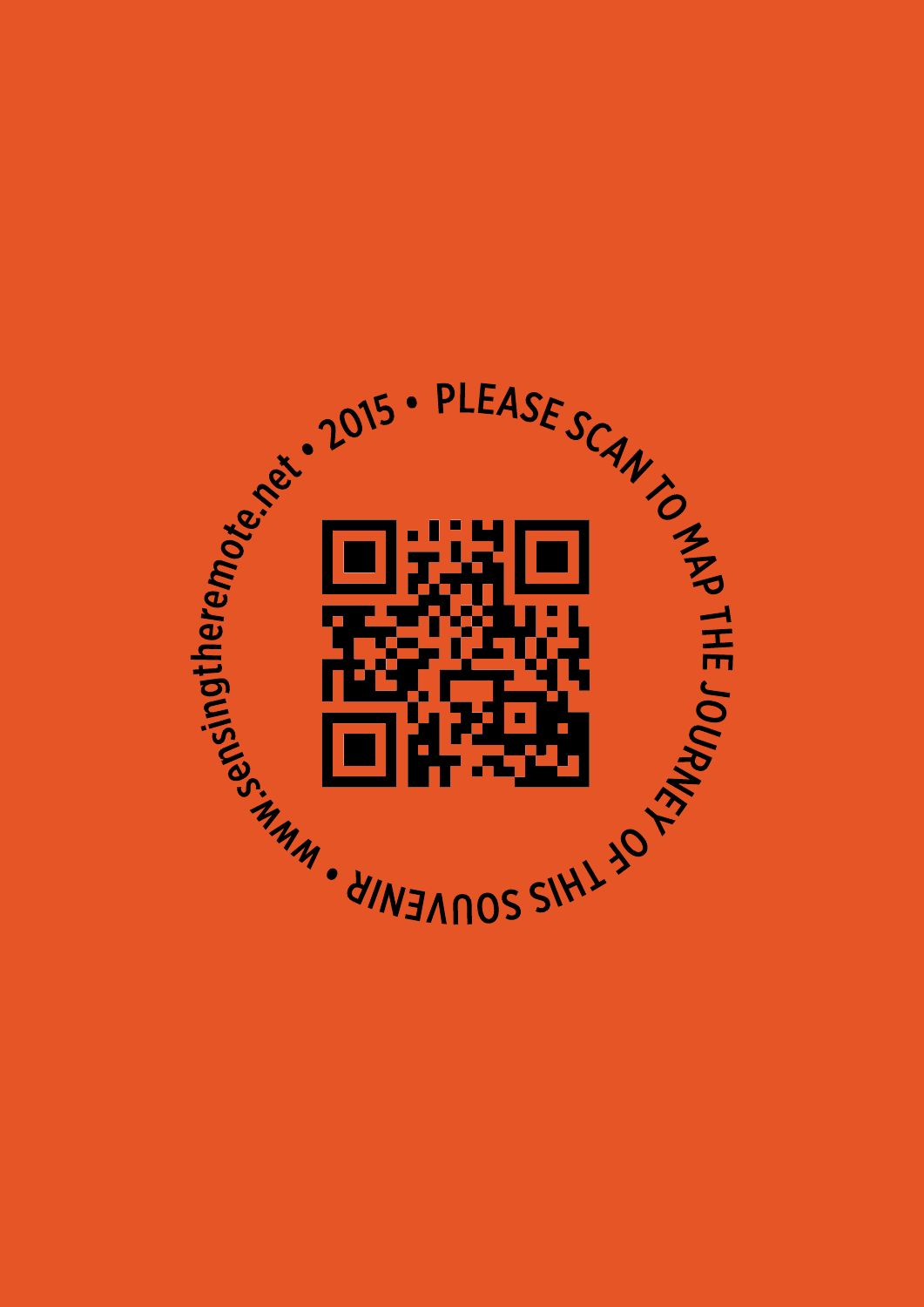www.sensingtheremote.net • 2015 • PLEASE SCAN TO MAP THE JOURNEY OF THIS SOUVENIR •